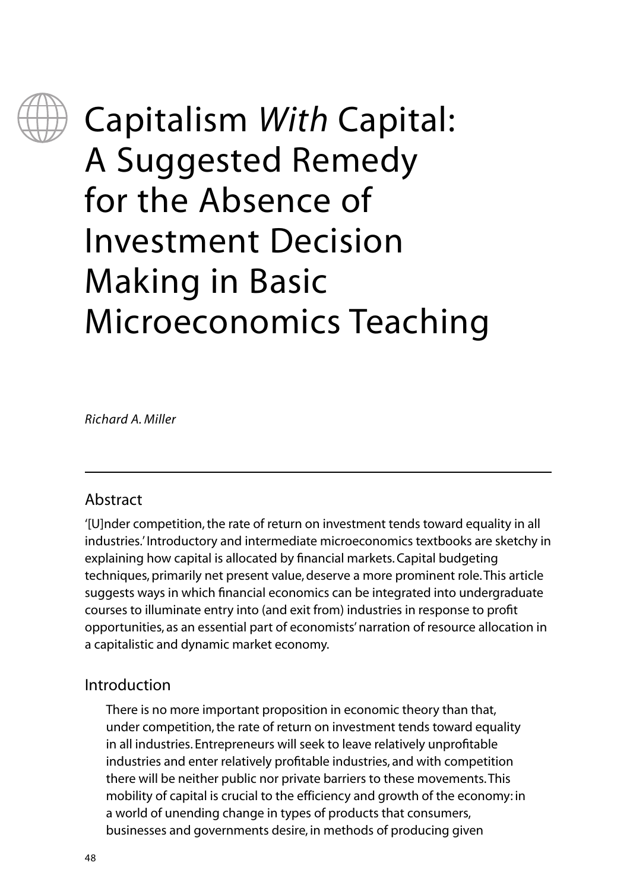# Capitalism *With* Capital: A Suggested Remedy for the Absence of Investment Decision Making in Basic Microeconomics Teaching

*Richard A. Miller*

---

## Abstract

'[U]nder competition, the rate of return on investment tends toward equality in all industries.' Introductory and intermediate microeconomics textbooks are sketchy in explaining how capital is allocated by financial markets. Capital budgeting techniques, primarily net present value, deserve a more prominent role. This article suggests ways in which financial economics can be integrated into undergraduate courses to illuminate entry into (and exit from) industries in response to profit opportunities, as an essential part of economists' narration of resource allocation in a capitalistic and dynamic market economy.

## Introduction

> There is no more important proposition in economic theory than that, under competition, the rate of return on investment tends toward equality in all industries. Entrepreneurs will seek to leave relatively unprofitable industries and enter relatively profitable industries, and with competition there will be neither public nor private barriers to these movements. This mobility of capital is crucial to the efficiency and growth of the economy: in a world of unending change in types of products that consumers, businesses and governments desire, in methods of producing given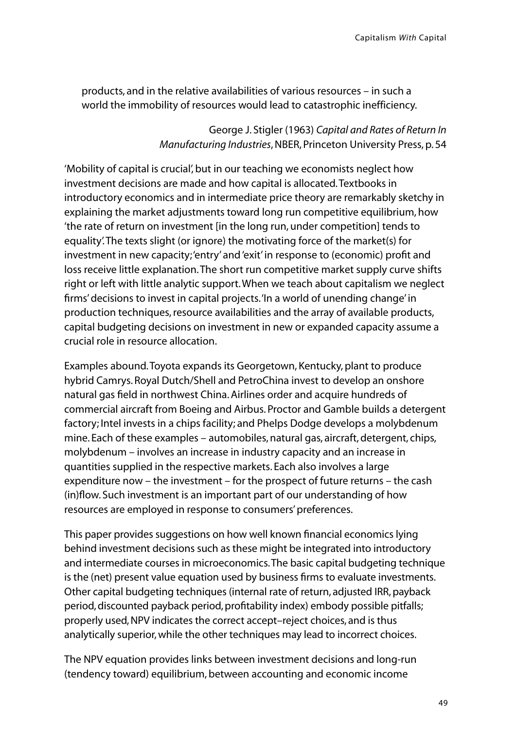products, and in the relative availabilities of various resources – in such a world the immobility of resources would lead to catastrophic inefficiency.

George J. Stigler (1963) *Capital and Rates of Return In Manufacturing Industries*, NBER, Princeton University Press, p. 54

'Mobility of capital is crucial', but in our teaching we economists neglect how investment decisions are made and how capital is allocated. Textbooks in introductory economics and in intermediate price theory are remarkably sketchy in explaining the market adjustments toward long run competitive equilibrium, how 'the rate of return on investment [in the long run, under competition] tends to equality'. The texts slight (or ignore) the motivating force of the market(s) for investment in new capacity; 'entry' and 'exit' in response to (economic) profit and loss receive little explanation. The short run competitive market supply curve shifts right or left with little analytic support. When we teach about capitalism we neglect firms' decisions to invest in capital projects. 'In a world of unending change' in production techniques, resource availabilities and the array of available products, capital budgeting decisions on investment in new or expanded capacity assume a crucial role in resource allocation.

Examples abound. Toyota expands its Georgetown, Kentucky, plant to produce hybrid Camrys. Royal Dutch/Shell and PetroChina invest to develop an onshore natural gas field in northwest China. Airlines order and acquire hundreds of commercial aircraft from Boeing and Airbus. Proctor and Gamble builds a detergent factory; Intel invests in a chips facility; and Phelps Dodge develops a molybdenum mine. Each of these examples – automobiles, natural gas, aircraft, detergent, chips, molybdenum – involves an increase in industry capacity and an increase in quantities supplied in the respective markets. Each also involves a large expenditure now – the investment – for the prospect of future returns – the cash (in)flow. Such investment is an important part of our understanding of how resources are employed in response to consumers' preferences.

This paper provides suggestions on how well known financial economics lying behind investment decisions such as these might be integrated into introductory and intermediate courses in microeconomics. The basic capital budgeting technique is the (net) present value equation used by business firms to evaluate investments. Other capital budgeting techniques (internal rate of return, adjusted IRR, payback period, discounted payback period, profitability index) embody possible pitfalls; properly used, NPV indicates the correct accept–reject choices, and is thus analytically superior, while the other techniques may lead to incorrect choices.

The NPV equation provides links between investment decisions and long-run (tendency toward) equilibrium, between accounting and economic income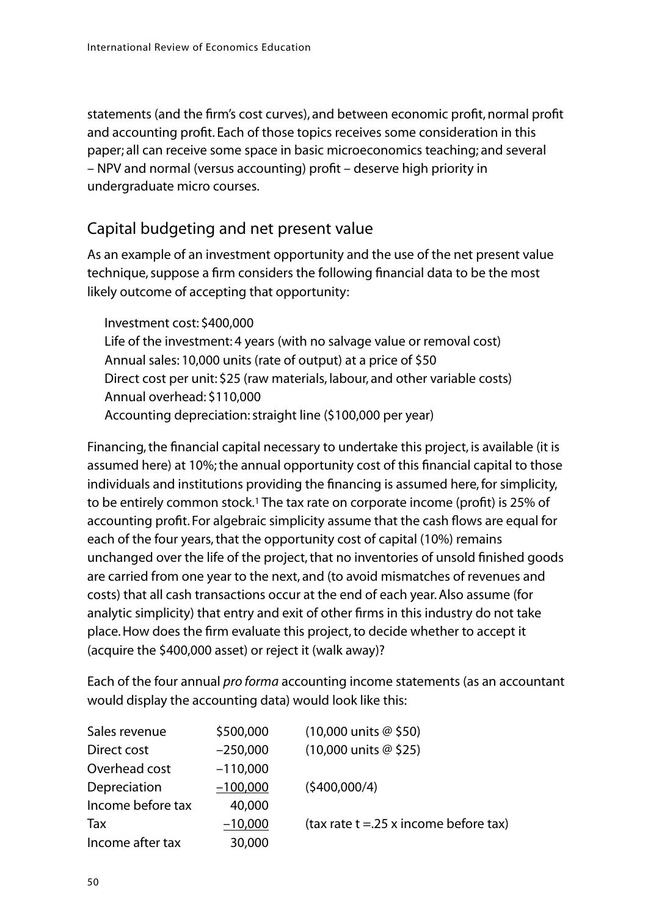statements (and the firm's cost curves), and between economic profit, normal profit and accounting profit. Each of those topics receives some consideration in this paper; all can receive some space in basic microeconomics teaching; and several – NPV and normal (versus accounting) profit – deserve high priority in undergraduate micro courses.

## Capital budgeting and net present value

As an example of an investment opportunity and the use of the net present value technique, suppose a firm considers the following financial data to be the most likely outcome of accepting that opportunity:

Investment cost: $400,000
Life of the investment: 4 years (with no salvage value or removal cost)
Annual sales: 10,000 units (rate of output) at a price of $50
Direct cost per unit: $25 (raw materials, labour, and other variable costs)
Annual overhead: $110,000
Accounting depreciation: straight line ($100,000 per year)

Financing, the financial capital necessary to undertake this project, is available (it is assumed here) at 10%; the annual opportunity cost of this financial capital to those individuals and institutions providing the financing is assumed here, for simplicity, to be entirely common stock.[1] The tax rate on corporate income (profit) is 25% of accounting profit. For algebraic simplicity assume that the cash flows are equal for each of the four years, that the opportunity cost of capital (10%) remains unchanged over the life of the project, that no inventories of unsold finished goods are carried from one year to the next, and (to avoid mismatches of revenues and costs) that all cash transactions occur at the end of each year. Also assume (for analytic simplicity) that entry and exit of other firms in this industry do not take place. How does the firm evaluate this project, to decide whether to accept it (acquire the $400,000 asset) or reject it (walk away)?

Each of the four annual *pro forma* accounting income statements (as an accountant would display the accounting data) would look like this:

| | | |
|---|---|---|
| Sales revenue | $500,000 | (10,000 units @ $50) |
| Direct cost | −250,000 | (10,000 units @ $25) |
| Overhead cost | −110,000 | |
| Depreciation | −100,000 | ($400,000/4) |
| Income before tax | 40,000 | |
| Tax | −10,000 | (tax rate t =.25 x income before tax) |
| Income after tax | 30,000 | |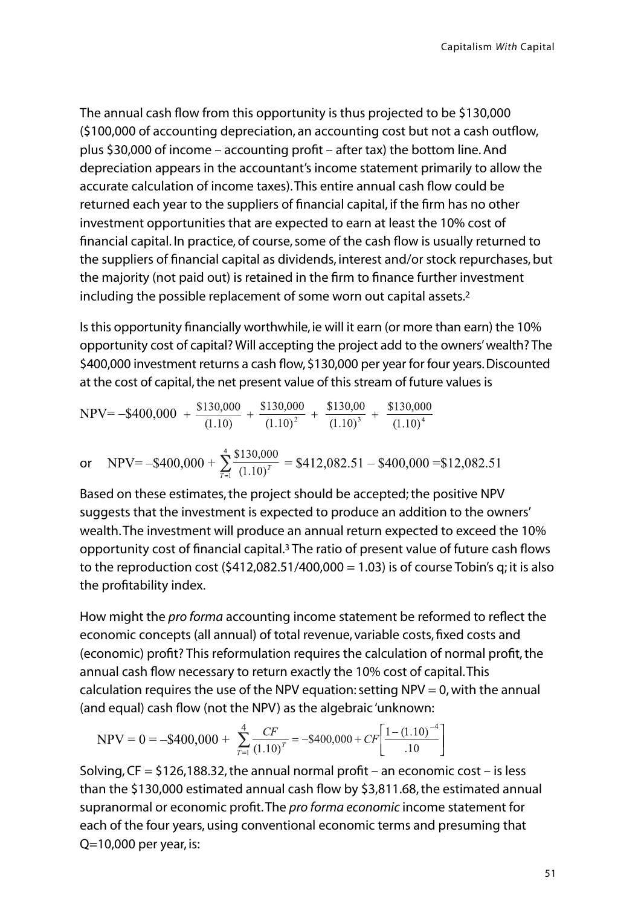The annual cash flow from this opportunity is thus projected to be \$130,000 (\$100,000 of accounting depreciation, an accounting cost but not a cash outflow, plus \$30,000 of income – accounting profit – after tax) the bottom line. And depreciation appears in the accountant's income statement primarily to allow the accurate calculation of income taxes). This entire annual cash flow could be returned each year to the suppliers of financial capital, if the firm has no other investment opportunities that are expected to earn at least the 10% cost of financial capital. In practice, of course, some of the cash flow is usually returned to the suppliers of financial capital as dividends, interest and/or stock repurchases, but the majority (not paid out) is retained in the firm to finance further investment including the possible replacement of some worn out capital assets.[2]

Is this opportunity financially worthwhile, ie will it earn (or more than earn) the 10% opportunity cost of capital? Will accepting the project add to the owners' wealth? The \$400,000 investment returns a cash flow, \$130,000 per year for four years. Discounted at the cost of capital, the net present value of this stream of future values is

$$\text{NPV} = -\$400{,}000 + \frac{\$130{,}000}{(1.10)} + \frac{\$130{,}000}{(1.10)^2} + \frac{\$130{,}00}{(1.10)^3} + \frac{\$130{,}000}{(1.10)^4}$$

or $$\text{NPV} = -\$400{,}000 + \sum_{T=1}^{4} \frac{\$130{,}000}{(1.10)^T} = \$412{,}082.51 - \$400{,}000 = \$12{,}082.51$$

Based on these estimates, the project should be accepted; the positive NPV suggests that the investment is expected to produce an addition to the owners' wealth. The investment will produce an annual return expected to exceed the 10% opportunity cost of financial capital.[3] The ratio of present value of future cash flows to the reproduction cost (\$412,082.51/400,000 = 1.03) is of course Tobin's q; it is also the profitability index.

How might the *pro forma* accounting income statement be reformed to reflect the economic concepts (all annual) of total revenue, variable costs, fixed costs and (economic) profit? This reformulation requires the calculation of normal profit, the annual cash flow necessary to return exactly the 10% cost of capital. This calculation requires the use of the NPV equation: setting NPV = 0, with the annual (and equal) cash flow (not the NPV) as the algebraic 'unknown:

$$\text{NPV} = 0 = -\$400{,}000 + \sum_{T=1}^{4} \frac{CF}{(1.10)^T} = -\$400{,}000 + CF\left[\frac{1-(1.10)^{-4}}{.10}\right]$$

Solving, CF = \$126,188.32, the annual normal profit – an economic cost – is less than the \$130,000 estimated annual cash flow by \$3,811.68, the estimated annual supranormal or economic profit. The *pro forma economic* income statement for each of the four years, using conventional economic terms and presuming that Q=10,000 per year, is: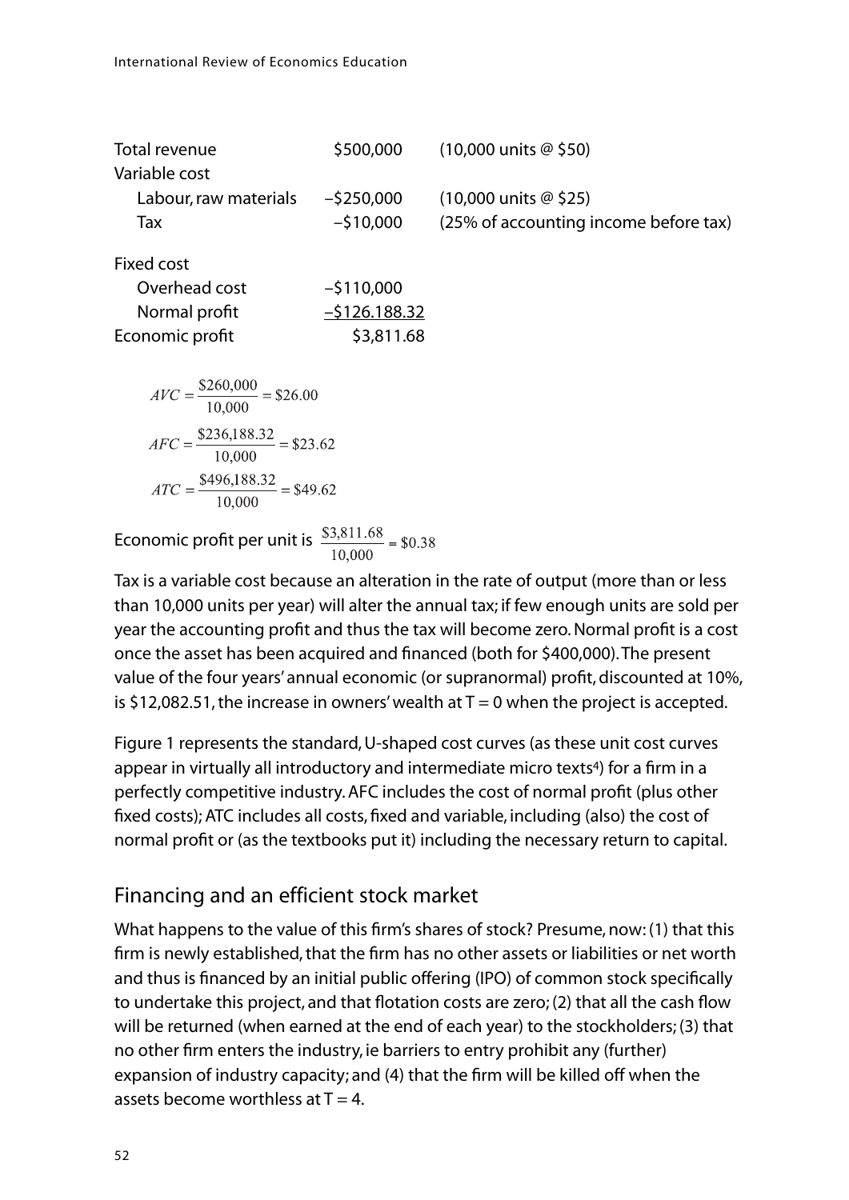| | | |
|---|---|---|
| Total revenue | \$500,000 | (10,000 units @ \$50) |
| Variable cost | | |
| Labour, raw materials | −\$250,000 | (10,000 units @ \$25) |
| Tax | −\$10,000 | (25% of accounting income before tax) |
| Fixed cost | | |
| Overhead cost | −\$110,000 | |
| Normal profit | −\$126.188.32 | |
| Economic profit | \$3,811.68 | |

$$AVC = \frac{\$260{,}000}{10{,}000} = \$26.00$$

$$AFC = \frac{\$236{,}188.32}{10{,}000} = \$23.62$$

$$ATC = \frac{\$496{,}188.32}{10{,}000} = \$49.62$$

Economic profit per unit is $\frac{\$3{,}811.68}{10{,}000} = \$0.38$

Tax is a variable cost because an alteration in the rate of output (more than or less than 10,000 units per year) will alter the annual tax; if few enough units are sold per year the accounting profit and thus the tax will become zero. Normal profit is a cost once the asset has been acquired and financed (both for \$400,000). The present value of the four years' annual economic (or supranormal) profit, discounted at 10%, is \$12,082.51, the increase in owners' wealth at T = 0 when the project is accepted.

Figure 1 represents the standard, U-shaped cost curves (as these unit cost curves appear in virtually all introductory and intermediate micro texts[4]) for a firm in a perfectly competitive industry. AFC includes the cost of normal profit (plus other fixed costs); ATC includes all costs, fixed and variable, including (also) the cost of normal profit or (as the textbooks put it) including the necessary return to capital.

## Financing and an efficient stock market

What happens to the value of this firm's shares of stock? Presume, now: (1) that this firm is newly established, that the firm has no other assets or liabilities or net worth and thus is financed by an initial public offering (IPO) of common stock specifically to undertake this project, and that flotation costs are zero; (2) that all the cash flow will be returned (when earned at the end of each year) to the stockholders; (3) that no other firm enters the industry, ie barriers to entry prohibit any (further) expansion of industry capacity; and (4) that the firm will be killed off when the assets become worthless at T = 4.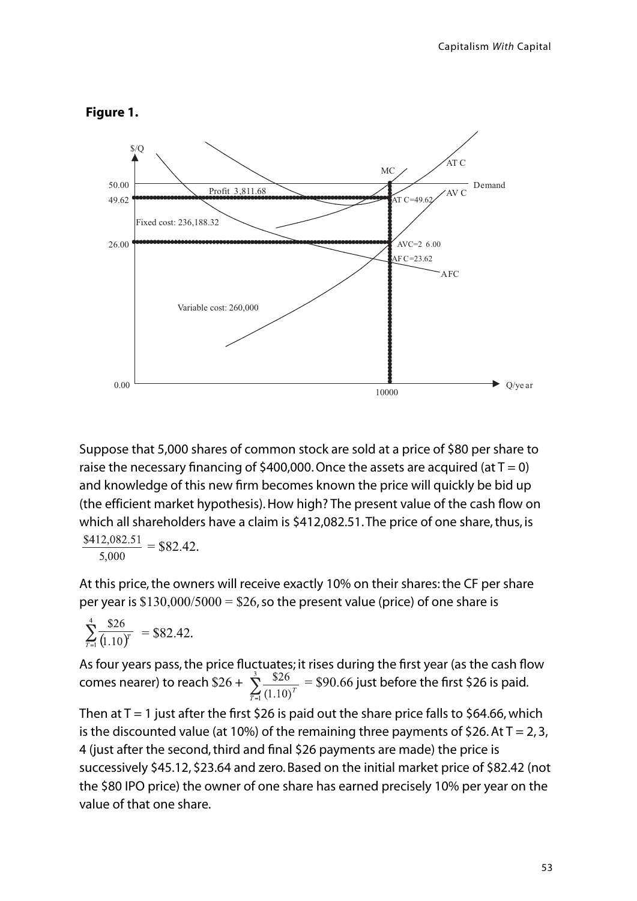**Figure 1.**

Suppose that 5,000 shares of common stock are sold at a price of \$80 per share to raise the necessary financing of \$400,000. Once the assets are acquired (at T = 0) and knowledge of this new firm becomes known the price will quickly be bid up (the efficient market hypothesis). How high? The present value of the cash flow on which all shareholders have a claim is \$412,082.51. The price of one share, thus, is

$$\frac{\$412{,}082.51}{5{,}000} = \$82.42.$$

At this price, the owners will receive exactly 10% on their shares: the CF per share per year is $\$130{,}000/5000 = \$26$, so the present value (price) of one share is

$$\sum_{T=1}^{4} \frac{\$26}{(1.10)^T} = \$82.42.$$

As four years pass, the price fluctuates; it rises during the first year (as the cash flow comes nearer) to reach $\$26 + \sum_{T=1}^{3} \frac{\$26}{(1.10)^T} = \$90.66$ just before the first \$26 is paid.

Then at T = 1 just after the first \$26 is paid out the share price falls to \$64.66, which is the discounted value (at 10%) of the remaining three payments of \$26. At T = 2, 3, 4 (just after the second, third and final \$26 payments are made) the price is successively \$45.12, \$23.64 and zero. Based on the initial market price of \$82.42 (not the \$80 IPO price) the owner of one share has earned precisely 10% per year on the value of that one share.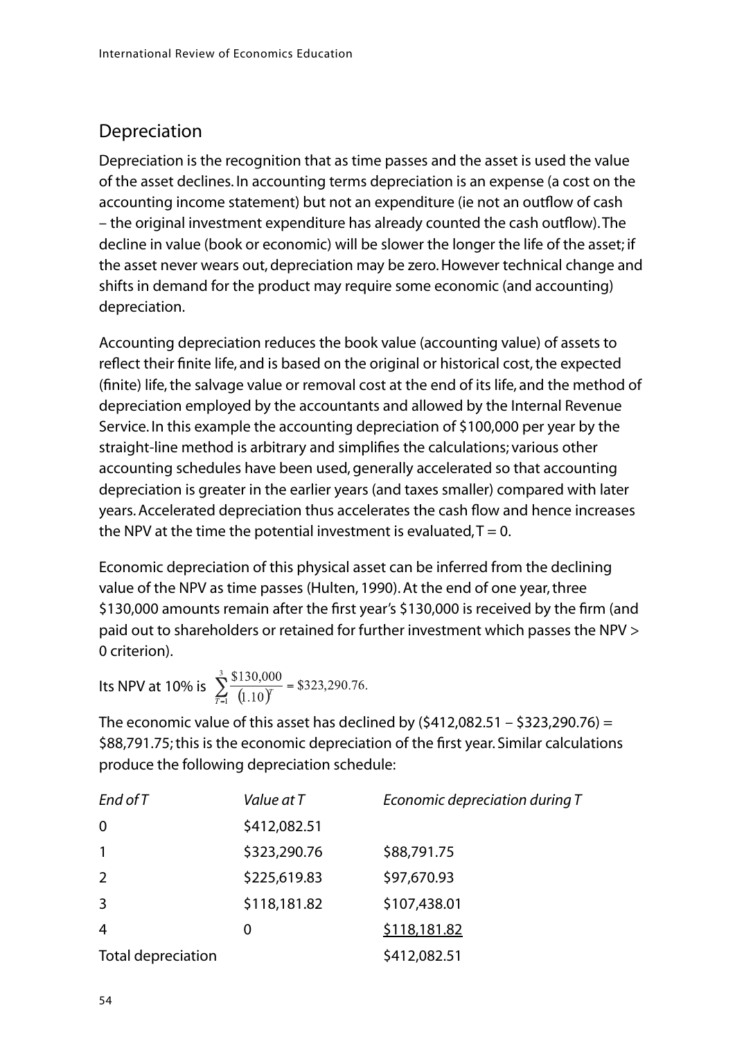## Depreciation

Depreciation is the recognition that as time passes and the asset is used the value of the asset declines. In accounting terms depreciation is an expense (a cost on the accounting income statement) but not an expenditure (ie not an outflow of cash – the original investment expenditure has already counted the cash outflow). The decline in value (book or economic) will be slower the longer the life of the asset; if the asset never wears out, depreciation may be zero. However technical change and shifts in demand for the product may require some economic (and accounting) depreciation.

Accounting depreciation reduces the book value (accounting value) of assets to reflect their finite life, and is based on the original or historical cost, the expected (finite) life, the salvage value or removal cost at the end of its life, and the method of depreciation employed by the accountants and allowed by the Internal Revenue Service. In this example the accounting depreciation of \$100,000 per year by the straight-line method is arbitrary and simplifies the calculations; various other accounting schedules have been used, generally accelerated so that accounting depreciation is greater in the earlier years (and taxes smaller) compared with later years. Accelerated depreciation thus accelerates the cash flow and hence increases the NPV at the time the potential investment is evaluated, T = 0.

Economic depreciation of this physical asset can be inferred from the declining value of the NPV as time passes (Hulten, 1990). At the end of one year, three \$130,000 amounts remain after the first year's \$130,000 is received by the firm (and paid out to shareholders or retained for further investment which passes the NPV > 0 criterion).

Its NPV at 10% is $\sum_{T=1}^{3} \frac{\$130{,}000}{(1.10)^T} = \$323{,}290.76.$

The economic value of this asset has declined by (\$412,082.51 – \$323,290.76) = \$88,791.75; this is the economic depreciation of the first year. Similar calculations produce the following depreciation schedule:

| *End of T* | *Value at T* | *Economic depreciation during T* |
|---|---|---|
| 0 | \$412,082.51 | |
| 1 | \$323,290.76 | \$88,791.75 |
| 2 | \$225,619.83 | \$97,670.93 |
| 3 | \$118,181.82 | \$107,438.01 |
| 4 | 0 | \$118,181.82 |
| Total depreciation | | \$412,082.51 |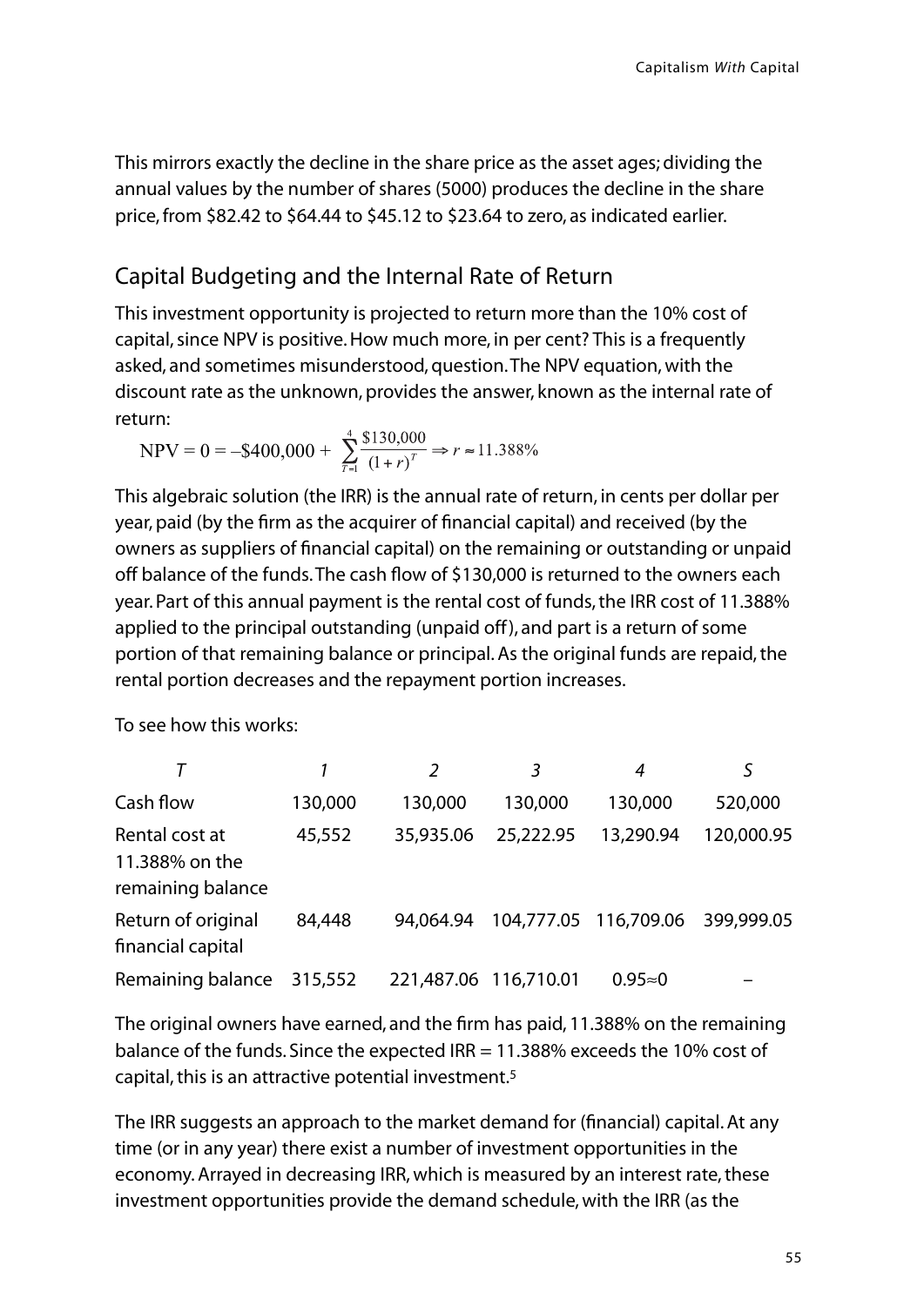This mirrors exactly the decline in the share price as the asset ages; dividing the annual values by the number of shares (5000) produces the decline in the share price, from \$82.42 to \$64.44 to \$45.12 to \$23.64 to zero, as indicated earlier.

## Capital Budgeting and the Internal Rate of Return

This investment opportunity is projected to return more than the 10% cost of capital, since NPV is positive. How much more, in per cent? This is a frequently asked, and sometimes misunderstood, question. The NPV equation, with the discount rate as the unknown, provides the answer, known as the internal rate of return:

$$\text{NPV} = 0 = -\$400{,}000 + \sum_{T=1}^{4} \frac{\$130{,}000}{(1+r)^T} \Rightarrow r \approx 11.388\%$$

This algebraic solution (the IRR) is the annual rate of return, in cents per dollar per year, paid (by the firm as the acquirer of financial capital) and received (by the owners as suppliers of financial capital) on the remaining or outstanding or unpaid off balance of the funds. The cash flow of \$130,000 is returned to the owners each year. Part of this annual payment is the rental cost of funds, the IRR cost of 11.388% applied to the principal outstanding (unpaid off), and part is a return of some portion of that remaining balance or principal. As the original funds are repaid, the rental portion decreases and the repayment portion increases.

To see how this works:

| *T* | *1* | *2* | *3* | *4* | *S* |
|---|---|---|---|---|---|
| Cash flow | 130,000 | 130,000 | 130,000 | 130,000 | 520,000 |
| Rental cost at 11.388% on the remaining balance | 45,552 | 35,935.06 | 25,222.95 | 13,290.94 | 120,000.95 |
| Return of original financial capital | 84,448 | 94,064.94 | 104,777.05 | 116,709.06 | 399,999.05 |
| Remaining balance | 315,552 | 221,487.06 | 116,710.01 | 0.95≈0 | – |

The original owners have earned, and the firm has paid, 11.388% on the remaining balance of the funds. Since the expected IRR = 11.388% exceeds the 10% cost of capital, this is an attractive potential investment.[5]

The IRR suggests an approach to the market demand for (financial) capital. At any time (or in any year) there exist a number of investment opportunities in the economy. Arrayed in decreasing IRR, which is measured by an interest rate, these investment opportunities provide the demand schedule, with the IRR (as the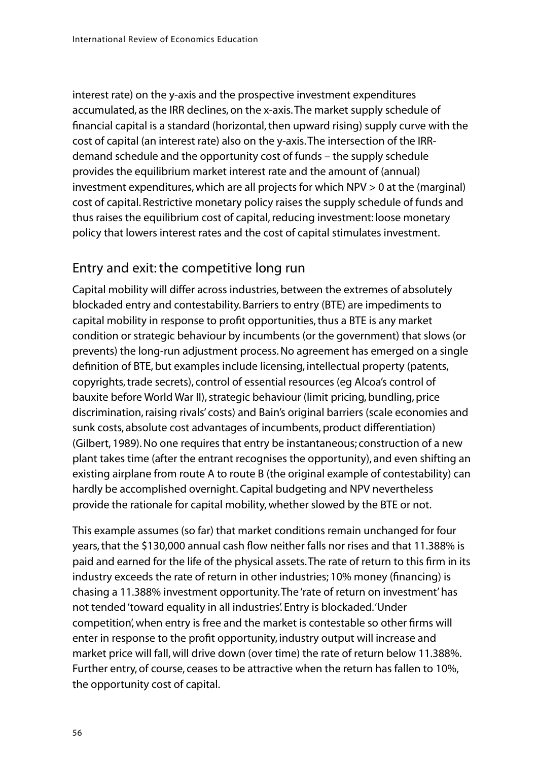interest rate) on the y-axis and the prospective investment expenditures accumulated, as the IRR declines, on the x-axis. The market supply schedule of financial capital is a standard (horizontal, then upward rising) supply curve with the cost of capital (an interest rate) also on the y-axis. The intersection of the IRR-demand schedule and the opportunity cost of funds – the supply schedule provides the equilibrium market interest rate and the amount of (annual) investment expenditures, which are all projects for which NPV > 0 at the (marginal) cost of capital. Restrictive monetary policy raises the supply schedule of funds and thus raises the equilibrium cost of capital, reducing investment: loose monetary policy that lowers interest rates and the cost of capital stimulates investment.

## Entry and exit: the competitive long run

Capital mobility will differ across industries, between the extremes of absolutely blockaded entry and contestability. Barriers to entry (BTE) are impediments to capital mobility in response to profit opportunities, thus a BTE is any market condition or strategic behaviour by incumbents (or the government) that slows (or prevents) the long-run adjustment process. No agreement has emerged on a single definition of BTE, but examples include licensing, intellectual property (patents, copyrights, trade secrets), control of essential resources (eg Alcoa's control of bauxite before World War II), strategic behaviour (limit pricing, bundling, price discrimination, raising rivals' costs) and Bain's original barriers (scale economies and sunk costs, absolute cost advantages of incumbents, product differentiation) (Gilbert, 1989). No one requires that entry be instantaneous; construction of a new plant takes time (after the entrant recognises the opportunity), and even shifting an existing airplane from route A to route B (the original example of contestability) can hardly be accomplished overnight. Capital budgeting and NPV nevertheless provide the rationale for capital mobility, whether slowed by the BTE or not.

This example assumes (so far) that market conditions remain unchanged for four years, that the $130,000 annual cash flow neither falls nor rises and that 11.388% is paid and earned for the life of the physical assets. The rate of return to this firm in its industry exceeds the rate of return in other industries; 10% money (financing) is chasing a 11.388% investment opportunity. The 'rate of return on investment' has not tended 'toward equality in all industries'. Entry is blockaded. 'Under competition', when entry is free and the market is contestable so other firms will enter in response to the profit opportunity, industry output will increase and market price will fall, will drive down (over time) the rate of return below 11.388%. Further entry, of course, ceases to be attractive when the return has fallen to 10%, the opportunity cost of capital.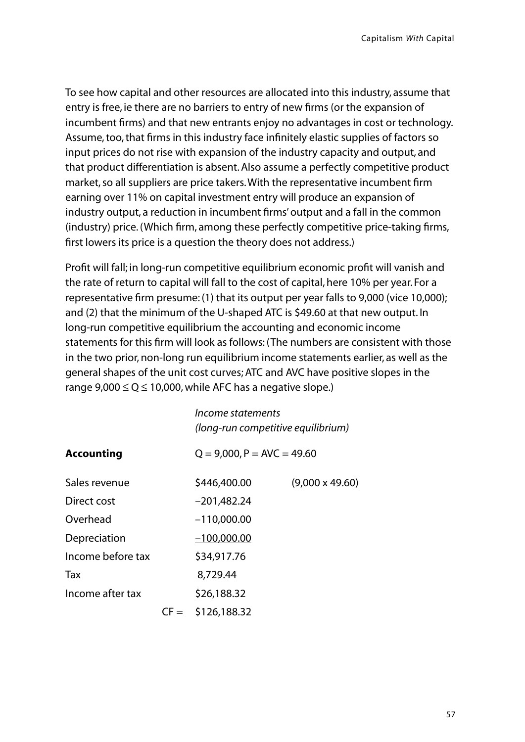To see how capital and other resources are allocated into this industry, assume that entry is free, ie there are no barriers to entry of new firms (or the expansion of incumbent firms) and that new entrants enjoy no advantages in cost or technology. Assume, too, that firms in this industry face infinitely elastic supplies of factors so input prices do not rise with expansion of the industry capacity and output, and that product differentiation is absent. Also assume a perfectly competitive product market, so all suppliers are price takers. With the representative incumbent firm earning over 11% on capital investment entry will produce an expansion of industry output, a reduction in incumbent firms' output and a fall in the common (industry) price. (Which firm, among these perfectly competitive price-taking firms, first lowers its price is a question the theory does not address.)

Profit will fall; in long-run competitive equilibrium economic profit will vanish and the rate of return to capital will fall to the cost of capital, here 10% per year. For a representative firm presume: (1) that its output per year falls to 9,000 (vice 10,000); and (2) that the minimum of the U-shaped ATC is \$49.60 at that new output. In long-run competitive equilibrium the accounting and economic income statements for this firm will look as follows: (The numbers are consistent with those in the two prior, non-long run equilibrium income statements earlier, as well as the general shapes of the unit cost curves; ATC and AVC have positive slopes in the range $9{,}000 \leq Q \leq 10{,}000$, while AFC has a negative slope.)

*Income statements*
*(long-run competitive equilibrium)*

| **Accounting** | $Q = 9{,}000$, $P = AVC = 49.60$ | |
|---|---|---|
| Sales revenue | \$446,400.00 | (9,000 x 49.60) |
| Direct cost | –201,482.24 | |
| Overhead | –110,000.00 | |
| Depreciation | –100,000.00 | |
| Income before tax | \$34,917.76 | |
| Tax | 8,729.44 | |
| Income after tax | \$26,188.32 | |
| CF = | \$126,188.32 | |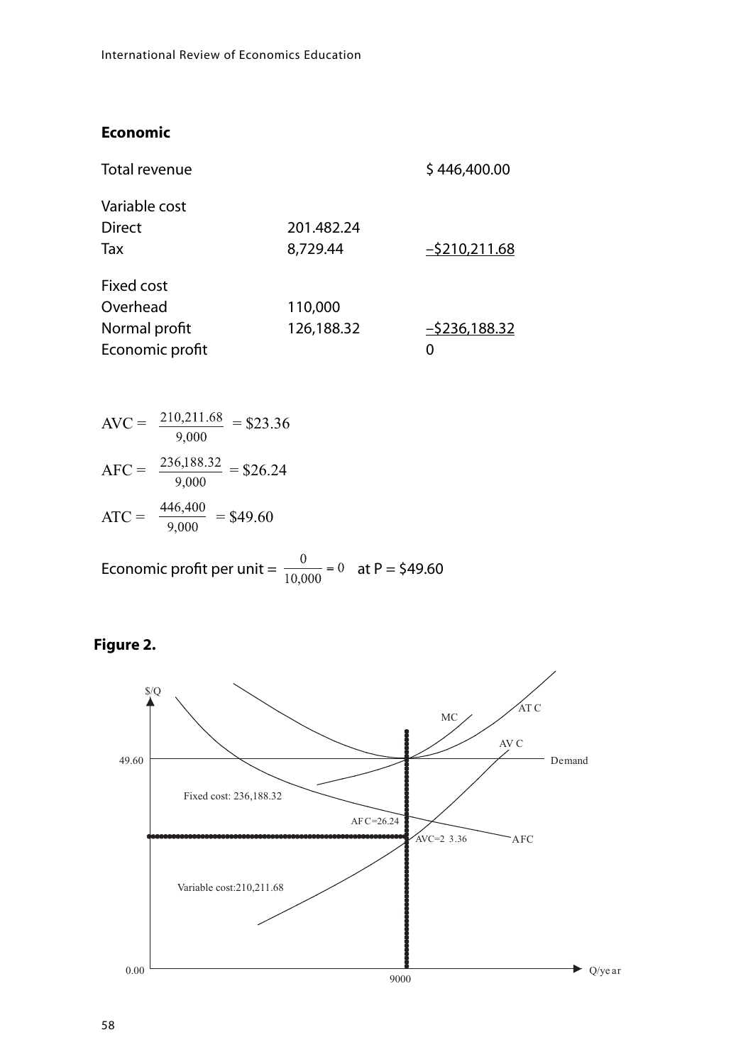**Economic**

| | | |
|---|---|---|
| Total revenue | | $ 446,400.00 |
| Variable cost | | |
| Direct | 201.482.24 | |
| Tax | 8,729.44 | –$210,211.68 |
| Fixed cost | | |
| Overhead | 110,000 | |
| Normal profit | 126,188.32 | –$236,188.32 |
| Economic profit | | 0 |

$$\text{AVC} = \frac{210{,}211.68}{9{,}000} = \$23.36$$

$$\text{AFC} = \frac{236{,}188.32}{9{,}000} = \$26.24$$

$$\text{ATC} = \frac{446{,}400}{9{,}000} = \$49.60$$

Economic profit per unit = $\frac{0}{10{,}000} = 0$ at P = \$49.60

**Figure 2.**

$/Q

49.60

Fixed cost: 236,188.32

AFC=26.24

AVC=23.36

Variable cost:210,211.68

MC

ATC

AVC

Demand

AFC

0.00

9000

Q/year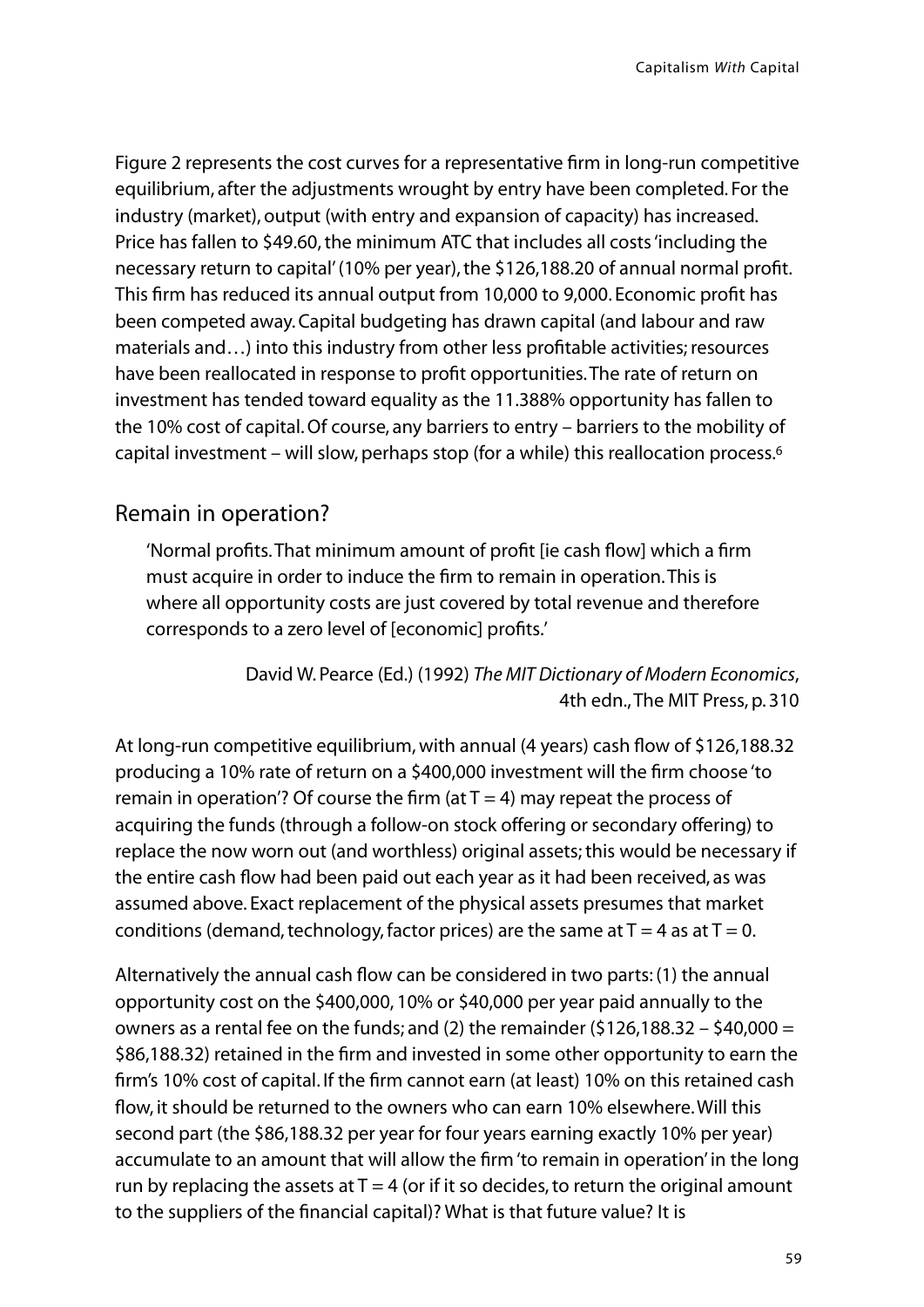Figure 2 represents the cost curves for a representative firm in long-run competitive equilibrium, after the adjustments wrought by entry have been completed. For the industry (market), output (with entry and expansion of capacity) has increased. Price has fallen to $49.60, the minimum ATC that includes all costs 'including the necessary return to capital' (10% per year), the $126,188.20 of annual normal profit. This firm has reduced its annual output from 10,000 to 9,000. Economic profit has been competed away. Capital budgeting has drawn capital (and labour and raw materials and…) into this industry from other less profitable activities; resources have been reallocated in response to profit opportunities. The rate of return on investment has tended toward equality as the 11.388% opportunity has fallen to the 10% cost of capital. Of course, any barriers to entry – barriers to the mobility of capital investment – will slow, perhaps stop (for a while) this reallocation process.[6]

## Remain in operation?

> 'Normal profits. That minimum amount of profit [ie cash flow] which a firm must acquire in order to induce the firm to remain in operation. This is where all opportunity costs are just covered by total revenue and therefore corresponds to a zero level of [economic] profits.'
>
> David W. Pearce (Ed.) (1992) *The MIT Dictionary of Modern Economics*, 4th edn., The MIT Press, p. 310

At long-run competitive equilibrium, with annual (4 years) cash flow of $126,188.32 producing a 10% rate of return on a $400,000 investment will the firm choose 'to remain in operation'? Of course the firm (at T = 4) may repeat the process of acquiring the funds (through a follow-on stock offering or secondary offering) to replace the now worn out (and worthless) original assets; this would be necessary if the entire cash flow had been paid out each year as it had been received, as was assumed above. Exact replacement of the physical assets presumes that market conditions (demand, technology, factor prices) are the same at T = 4 as at T = 0.

Alternatively the annual cash flow can be considered in two parts: (1) the annual opportunity cost on the $400,000, 10% or $40,000 per year paid annually to the owners as a rental fee on the funds; and (2) the remainder ($126,188.32 – $40,000 = $86,188.32) retained in the firm and invested in some other opportunity to earn the firm's 10% cost of capital. If the firm cannot earn (at least) 10% on this retained cash flow, it should be returned to the owners who can earn 10% elsewhere. Will this second part (the $86,188.32 per year for four years earning exactly 10% per year) accumulate to an amount that will allow the firm 'to remain in operation' in the long run by replacing the assets at T = 4 (or if it so decides, to return the original amount to the suppliers of the financial capital)? What is that future value? It is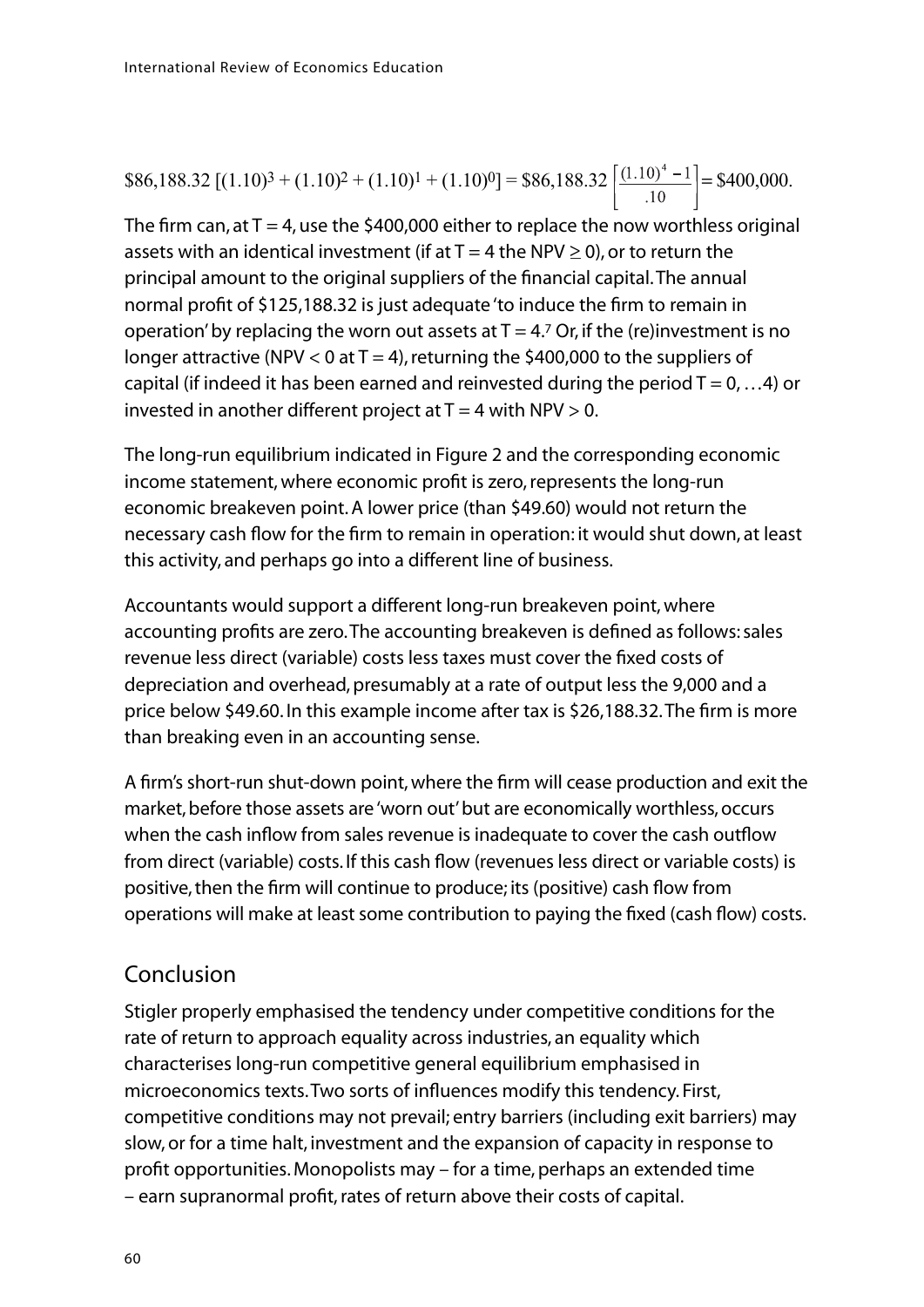$$\$86{,}188.32\ [(1.10)^3 + (1.10)^2 + (1.10)^1 + (1.10)^0] = \$86{,}188.32 \left[\frac{(1.10)^4 - 1}{.10}\right] = \$400{,}000.$$

The firm can, at T = 4, use the \$400,000 either to replace the now worthless original assets with an identical investment (if at T = 4 the NPV ≥ 0), or to return the principal amount to the original suppliers of the financial capital. The annual normal profit of \$125,188.32 is just adequate 'to induce the firm to remain in operation' by replacing the worn out assets at T = 4.[7] Or, if the (re)investment is no longer attractive (NPV < 0 at T = 4), returning the \$400,000 to the suppliers of capital (if indeed it has been earned and reinvested during the period T = 0, …4) or invested in another different project at T = 4 with NPV > 0.

The long-run equilibrium indicated in Figure 2 and the corresponding economic income statement, where economic profit is zero, represents the long-run economic breakeven point. A lower price (than \$49.60) would not return the necessary cash flow for the firm to remain in operation: it would shut down, at least this activity, and perhaps go into a different line of business.

Accountants would support a different long-run breakeven point, where accounting profits are zero. The accounting breakeven is defined as follows: sales revenue less direct (variable) costs less taxes must cover the fixed costs of depreciation and overhead, presumably at a rate of output less the 9,000 and a price below \$49.60. In this example income after tax is \$26,188.32. The firm is more than breaking even in an accounting sense.

A firm's short-run shut-down point, where the firm will cease production and exit the market, before those assets are 'worn out' but are economically worthless, occurs when the cash inflow from sales revenue is inadequate to cover the cash outflow from direct (variable) costs. If this cash flow (revenues less direct or variable costs) is positive, then the firm will continue to produce; its (positive) cash flow from operations will make at least some contribution to paying the fixed (cash flow) costs.

## Conclusion

Stigler properly emphasised the tendency under competitive conditions for the rate of return to approach equality across industries, an equality which characterises long-run competitive general equilibrium emphasised in microeconomics texts. Two sorts of influences modify this tendency. First, competitive conditions may not prevail; entry barriers (including exit barriers) may slow, or for a time halt, investment and the expansion of capacity in response to profit opportunities. Monopolists may – for a time, perhaps an extended time – earn supranormal profit, rates of return above their costs of capital.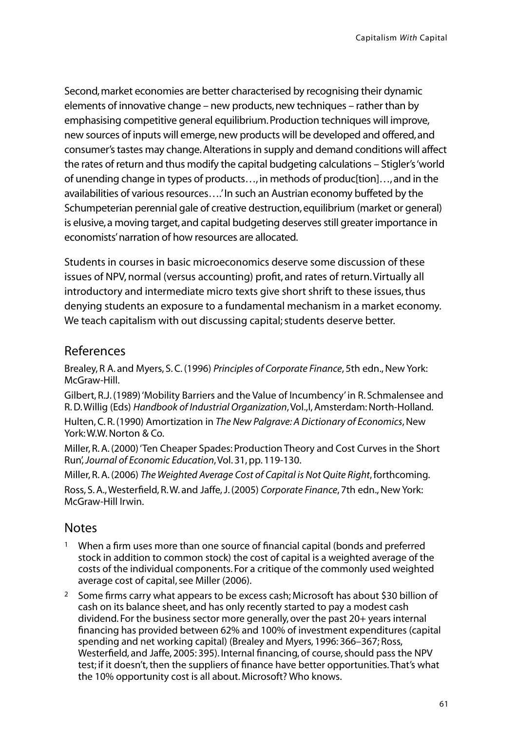Second, market economies are better characterised by recognising their dynamic elements of innovative change – new products, new techniques – rather than by emphasising competitive general equilibrium. Production techniques will improve, new sources of inputs will emerge, new products will be developed and offered, and consumer's tastes may change. Alterations in supply and demand conditions will affect the rates of return and thus modify the capital budgeting calculations – Stigler's 'world of unending change in types of products…, in methods of produc[tion]…, and in the availabilities of various resources….' In such an Austrian economy buffeted by the Schumpeterian perennial gale of creative destruction, equilibrium (market or general) is elusive, a moving target, and capital budgeting deserves still greater importance in economists' narration of how resources are allocated.

Students in courses in basic microeconomics deserve some discussion of these issues of NPV, normal (versus accounting) profit, and rates of return. Virtually all introductory and intermediate micro texts give short shrift to these issues, thus denying students an exposure to a fundamental mechanism in a market economy. We teach capitalism with out discussing capital; students deserve better.

## References

Brealey, R A. and Myers, S. C. (1996) *Principles of Corporate Finance*, 5th edn., New York: McGraw-Hill.

Gilbert, R.J. (1989) 'Mobility Barriers and the Value of Incumbency' in R. Schmalensee and R. D. Willig (Eds) *Handbook of Industrial Organization*, Vol.,I, Amsterdam: North-Holland.

Hulten, C. R. (1990) Amortization in *The New Palgrave: A Dictionary of Economics*, New York: W.W. Norton & Co.

Miller, R. A. (2000) 'Ten Cheaper Spades: Production Theory and Cost Curves in the Short Run', *Journal of Economic Education*, Vol. 31, pp. 119-130.

Miller, R. A. (2006) *The Weighted Average Cost of Capital is Not Quite Right*, forthcoming.

Ross, S. A., Westerfield, R. W. and Jaffe, J. (2005) *Corporate Finance*, 7th edn., New York: McGraw-Hill Irwin.

## Notes

[1] When a firm uses more than one source of financial capital (bonds and preferred stock in addition to common stock) the cost of capital is a weighted average of the costs of the individual components. For a critique of the commonly used weighted average cost of capital, see Miller (2006).

[2] Some firms carry what appears to be excess cash; Microsoft has about \$30 billion of cash on its balance sheet, and has only recently started to pay a modest cash dividend. For the business sector more generally, over the past 20+ years internal financing has provided between 62% and 100% of investment expenditures (capital spending and net working capital) (Brealey and Myers, 1996: 366–367; Ross, Westerfield, and Jaffe, 2005: 395). Internal financing, of course, should pass the NPV test; if it doesn't, then the suppliers of finance have better opportunities. That's what the 10% opportunity cost is all about. Microsoft? Who knows.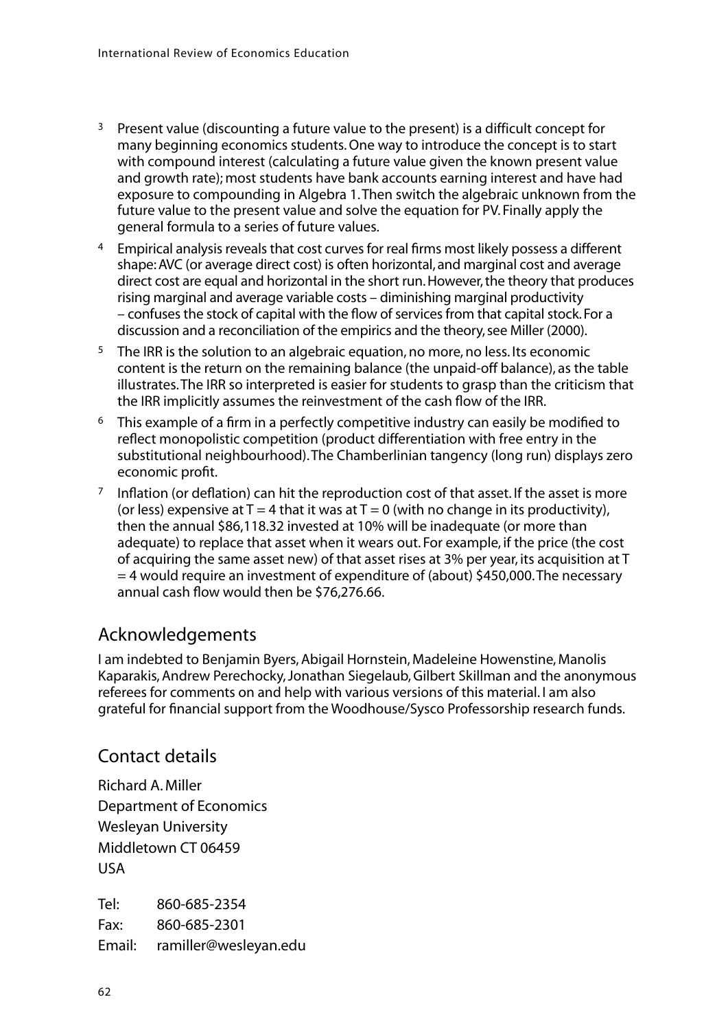3 Present value (discounting a future value to the present) is a difficult concept for many beginning economics students. One way to introduce the concept is to start with compound interest (calculating a future value given the known present value and growth rate); most students have bank accounts earning interest and have had exposure to compounding in Algebra 1. Then switch the algebraic unknown from the future value to the present value and solve the equation for PV. Finally apply the general formula to a series of future values.

4 Empirical analysis reveals that cost curves for real firms most likely possess a different shape: AVC (or average direct cost) is often horizontal, and marginal cost and average direct cost are equal and horizontal in the short run. However, the theory that produces rising marginal and average variable costs – diminishing marginal productivity – confuses the stock of capital with the flow of services from that capital stock. For a discussion and a reconciliation of the empirics and the theory, see Miller (2000).

5 The IRR is the solution to an algebraic equation, no more, no less. Its economic content is the return on the remaining balance (the unpaid-off balance), as the table illustrates. The IRR so interpreted is easier for students to grasp than the criticism that the IRR implicitly assumes the reinvestment of the cash flow of the IRR.

6 This example of a firm in a perfectly competitive industry can easily be modified to reflect monopolistic competition (product differentiation with free entry in the substitutional neighbourhood). The Chamberlinian tangency (long run) displays zero economic profit.

7 Inflation (or deflation) can hit the reproduction cost of that asset. If the asset is more (or less) expensive at $T = 4$ that it was at $T = 0$ (with no change in its productivity), then the annual $86,118.32 invested at 10% will be inadequate (or more than adequate) to replace that asset when it wears out. For example, if the price (the cost of acquiring the same asset new) of that asset rises at 3% per year, its acquisition at $T = 4$ would require an investment of expenditure of (about) $450,000. The necessary annual cash flow would then be $76,276.66.

## Acknowledgements

I am indebted to Benjamin Byers, Abigail Hornstein, Madeleine Howenstine, Manolis Kaparakis, Andrew Perechocky, Jonathan Siegelaub, Gilbert Skillman and the anonymous referees for comments on and help with various versions of this material. I am also grateful for financial support from the Woodhouse/Sysco Professorship research funds.

## Contact details

Richard A. Miller
Department of Economics
Wesleyan University
Middletown CT 06459
USA

Tel: 860-685-2354
Fax: 860-685-2301
Email: ramiller@wesleyan.edu